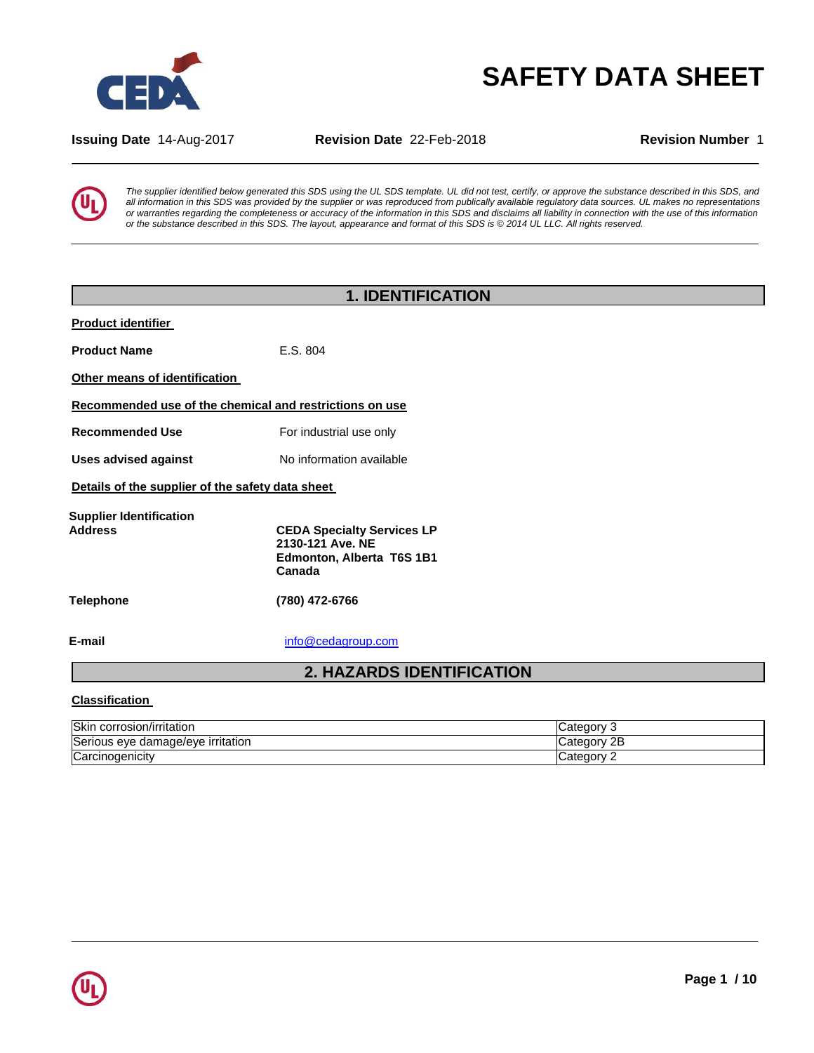# SAFETY DATA SHEET

**Issuing Date** 14-Aug-2017 **Revision Date** 22-Feb-2018 **Revision Number** 1

*The supplier identified below generated this SDS using the UL SDS template. UL did not test, certify, or approve the substance described in this SDS, and all information in this SDS was provided by the supplier or was reproduced from publically available regulatory data sources. UL makes no representations or warranties regarding the completeness or accuracy of the information in this SDS and disclaims all liability in connection with the use of this information or the substance described in this SDS. The layout, appearance and format of this SDS is © 2014 UL LLC. All rights reserved.*

## 1. IDENTIFICATION

**Product identifier**

**Product Name** E.S. 804

**Other means of identification**

**Recommended use of the chemical and restrictions on use**

**Recommended Use** For industrial use only

**Uses advised against** No information available

**Details of the supplier of the safety data sheet**

**Supplier Identification Address**

**CEDA Specialty Services LP**
**2130-121 Ave. NE**
**Edmonton, Alberta T6S 1B1**
**Canada**

**Telephone** **(780) 472-6766**

**E-mail** info@cedagroup.com

## 2. HAZARDS IDENTIFICATION

**Classification**

| | |
|---|---|
| Skin corrosion/irritation | Category 3 |
| Serious eye damage/eye irritation | Category 2B |
| Carcinogenicity | Category 2 |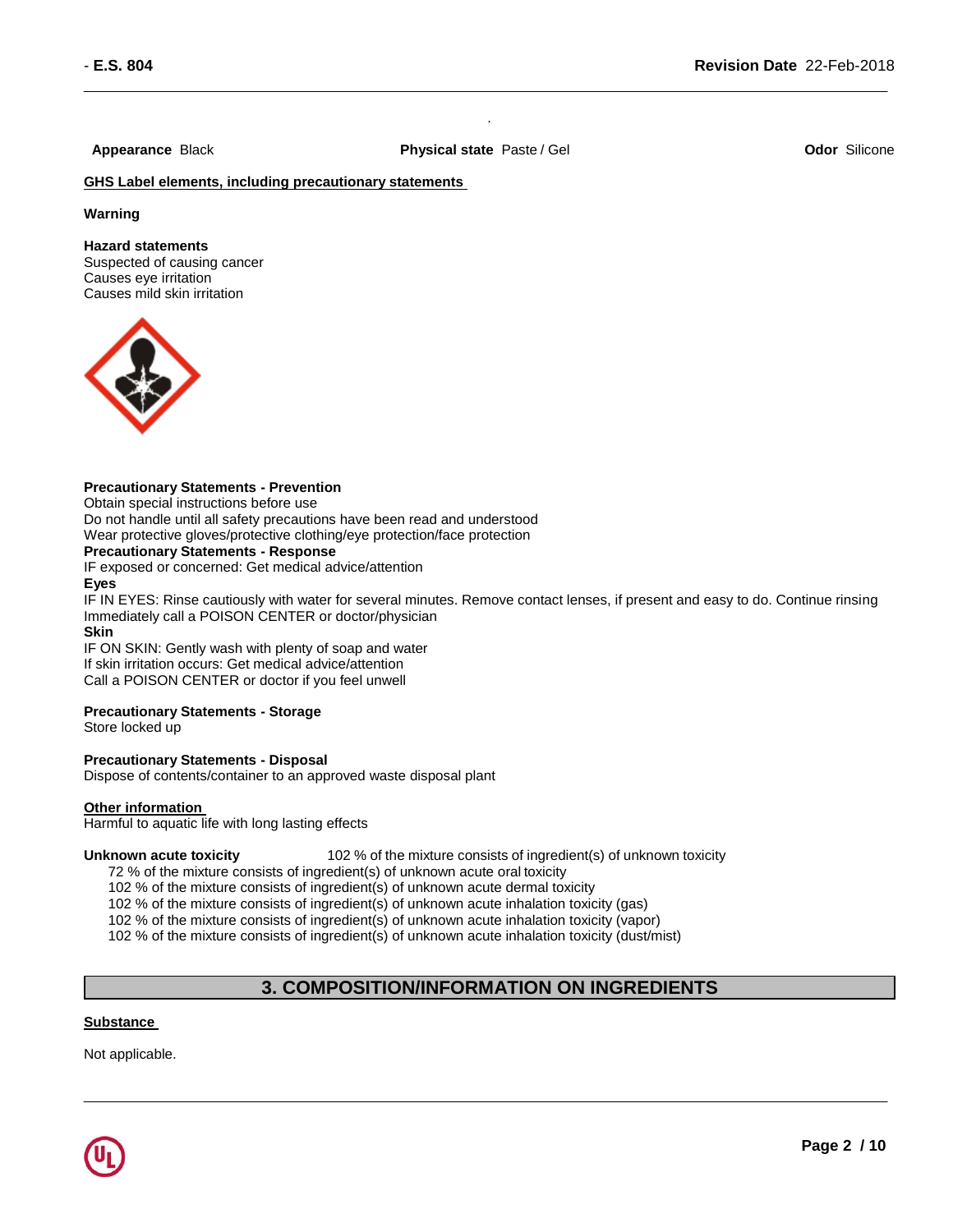**Appearance** Black **Physical state** Paste / Gel **Odor** Silicone

**GHS Label elements, including precautionary statements**

**Warning**

**Hazard statements**
Suspected of causing cancer
Causes eye irritation
Causes mild skin irritation

**Precautionary Statements - Prevention**
Obtain special instructions before use
Do not handle until all safety precautions have been read and understood
Wear protective gloves/protective clothing/eye protection/face protection
**Precautionary Statements - Response**
IF exposed or concerned: Get medical advice/attention
**Eyes**
IF IN EYES: Rinse cautiously with water for several minutes. Remove contact lenses, if present and easy to do. Continue rinsing
Immediately call a POISON CENTER or doctor/physician
**Skin**
IF ON SKIN: Gently wash with plenty of soap and water
If skin irritation occurs: Get medical advice/attention
Call a POISON CENTER or doctor if you feel unwell

**Precautionary Statements - Storage**
Store locked up

**Precautionary Statements - Disposal**
Dispose of contents/container to an approved waste disposal plant

**Other information**
Harmful to aquatic life with long lasting effects

**Unknown acute toxicity** 102 % of the mixture consists of ingredient(s) of unknown toxicity
72 % of the mixture consists of ingredient(s) of unknown acute oral toxicity
102 % of the mixture consists of ingredient(s) of unknown acute dermal toxicity
102 % of the mixture consists of ingredient(s) of unknown acute inhalation toxicity (gas)
102 % of the mixture consists of ingredient(s) of unknown acute inhalation toxicity (vapor)
102 % of the mixture consists of ingredient(s) of unknown acute inhalation toxicity (dust/mist)

## 3. COMPOSITION/INFORMATION ON INGREDIENTS

**Substance**

Not applicable.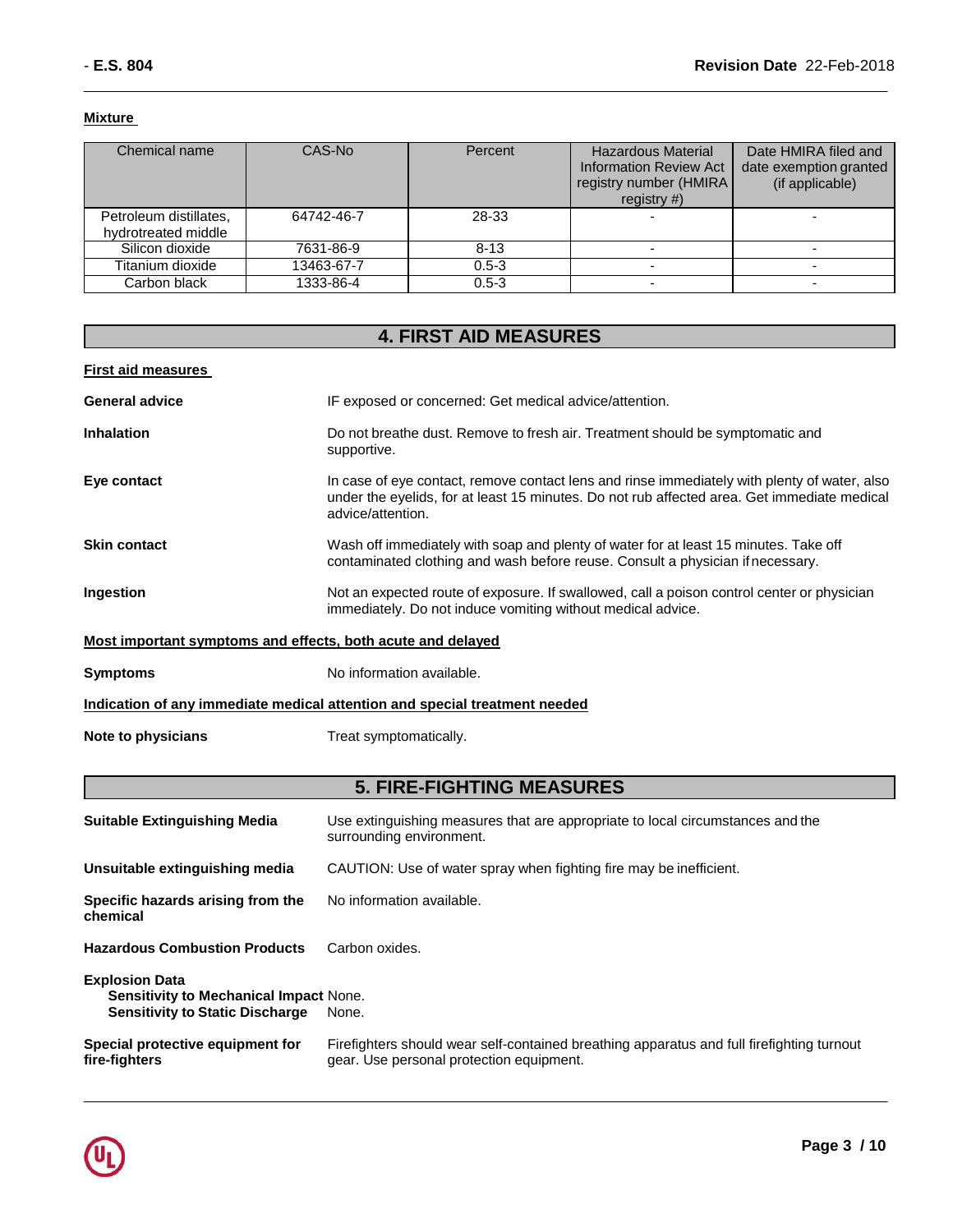**Mixture**

| Chemical name | CAS-No | Percent | Hazardous Material Information Review Act registry number (HMIRA registry #) | Date HMIRA filed and date exemption granted (if applicable) |
|---|---|---|---|---|
| Petroleum distillates, hydrotreated middle | 64742-46-7 | 28-33 | - | - |
| Silicon dioxide | 7631-86-9 | 8-13 | - | - |
| Titanium dioxide | 13463-67-7 | 0.5-3 | - | - |
| Carbon black | 1333-86-4 | 0.5-3 | - | - |

## 4. FIRST AID MEASURES

**First aid measures**

**General advice** IF exposed or concerned: Get medical advice/attention.

**Inhalation** Do not breathe dust. Remove to fresh air. Treatment should be symptomatic and supportive.

**Eye contact** In case of eye contact, remove contact lens and rinse immediately with plenty of water, also under the eyelids, for at least 15 minutes. Do not rub affected area. Get immediate medical advice/attention.

**Skin contact** Wash off immediately with soap and plenty of water for at least 15 minutes. Take off contaminated clothing and wash before reuse. Consult a physician if necessary.

**Ingestion** Not an expected route of exposure. If swallowed, call a poison control center or physician immediately. Do not induce vomiting without medical advice.

**Most important symptoms and effects, both acute and delayed**

**Symptoms** No information available.

**Indication of any immediate medical attention and special treatment needed**

**Note to physicians** Treat symptomatically.

## 5. FIRE-FIGHTING MEASURES

**Suitable Extinguishing Media** Use extinguishing measures that are appropriate to local circumstances and the surrounding environment.

**Unsuitable extinguishing media** CAUTION: Use of water spray when fighting fire may be inefficient.

**Specific hazards arising from the chemical** No information available.

**Hazardous Combustion Products** Carbon oxides.

**Explosion Data**
**Sensitivity to Mechanical Impact** None.
**Sensitivity to Static Discharge** None.

**Special protective equipment for fire-fighters** Firefighters should wear self-contained breathing apparatus and full firefighting turnout gear. Use personal protection equipment.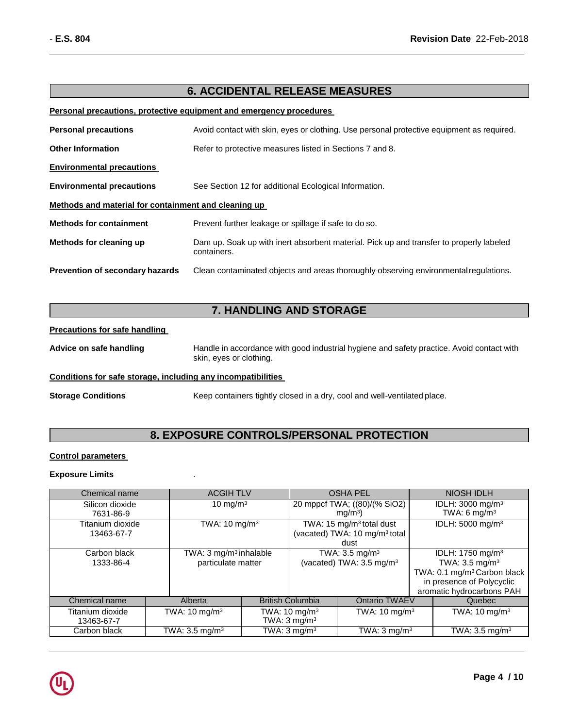## 6. ACCIDENTAL RELEASE MEASURES

**Personal precautions, protective equipment and emergency procedures**

**Personal precautions** Avoid contact with skin, eyes or clothing. Use personal protective equipment as required.

**Other Information** Refer to protective measures listed in Sections 7 and 8.

**Environmental precautions**

**Environmental precautions** See Section 12 for additional Ecological Information.

**Methods and material for containment and cleaning up**

**Methods for containment** Prevent further leakage or spillage if safe to do so.

**Methods for cleaning up** Dam up. Soak up with inert absorbent material. Pick up and transfer to properly labeled containers.

**Prevention of secondary hazards** Clean contaminated objects and areas thoroughly observing environmental regulations.

## 7. HANDLING AND STORAGE

**Precautions for safe handling**

**Advice on safe handling** Handle in accordance with good industrial hygiene and safety practice. Avoid contact with skin, eyes or clothing.

**Conditions for safe storage, including any incompatibilities**

**Storage Conditions** Keep containers tightly closed in a dry, cool and well-ventilated place.

## 8. EXPOSURE CONTROLS/PERSONAL PROTECTION

**Control parameters**

**Exposure Limits** .

| Chemical name | ACGIH TLV | OSHA PEL | NIOSH IDLH |
|---|---|---|---|
| Silicon dioxide 7631-86-9 | 10 mg/m³ | 20 mppcf TWA; ((80)/(% SiO2) mg/m³) | IDLH: 3000 mg/m³ TWA: 6 mg/m³ |
| Titanium dioxide 13463-67-7 | TWA: 10 mg/m³ | TWA: 15 mg/m³ total dust (vacated) TWA: 10 mg/m³ total dust | IDLH: 5000 mg/m³ |
| Carbon black 1333-86-4 | TWA: 3 mg/m³ inhalable particulate matter | TWA: 3.5 mg/m³ (vacated) TWA: 3.5 mg/m³ | IDLH: 1750 mg/m³ TWA: 3.5 mg/m³ TWA: 0.1 mg/m³ Carbon black in presence of Polycyclic aromatic hydrocarbons PAH |

| Chemical name | Alberta | British Columbia | Ontario TWAEV | Quebec |
|---|---|---|---|---|
| Titanium dioxide 13463-67-7 | TWA: 10 mg/m³ | TWA: 10 mg/m³ TWA: 3 mg/m³ | TWA: 10 mg/m³ | TWA: 10 mg/m³ |
| Carbon black | TWA: 3.5 mg/m³ | TWA: 3 mg/m³ | TWA: 3 mg/m³ | TWA: 3.5 mg/m³ |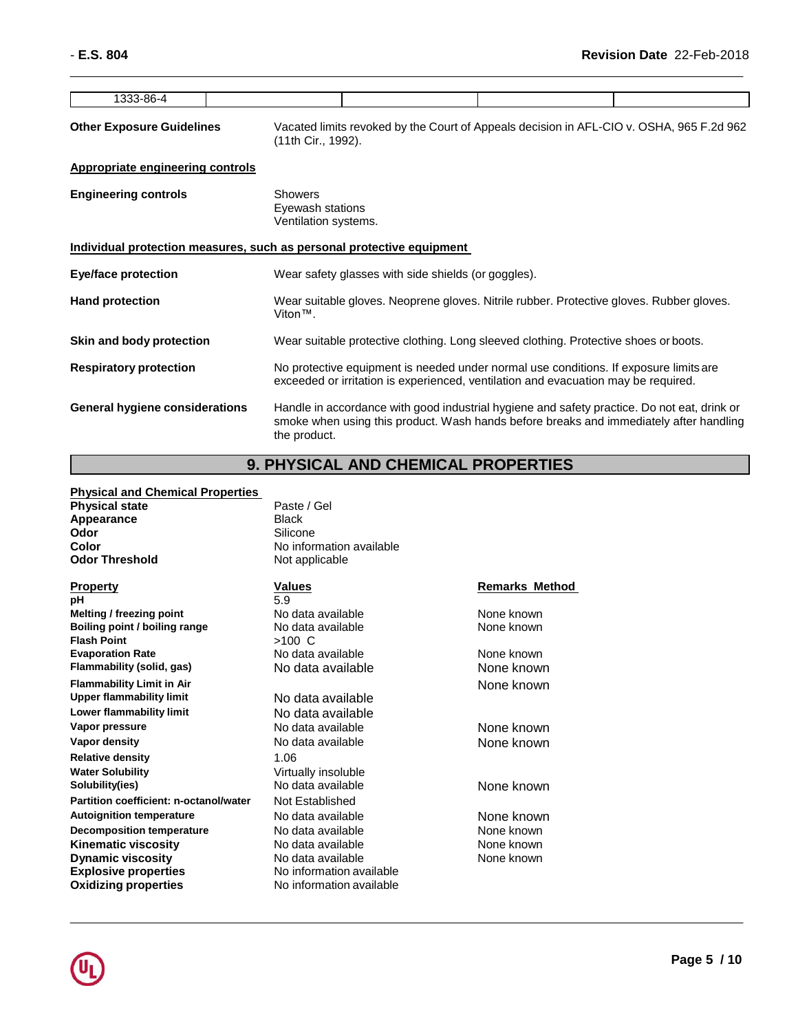| 1333-86-4 | | | | |
|---|---|---|---|---|

**Other Exposure Guidelines** Vacated limits revoked by the Court of Appeals decision in AFL-CIO v. OSHA, 965 F.2d 962 (11th Cir., 1992).

**Appropriate engineering controls**

**Engineering controls** Showers
Eyewash stations
Ventilation systems.

**Individual protection measures, such as personal protective equipment**

**Eye/face protection** Wear safety glasses with side shields (or goggles).

**Hand protection** Wear suitable gloves. Neoprene gloves. Nitrile rubber. Protective gloves. Rubber gloves. Viton™.

**Skin and body protection** Wear suitable protective clothing. Long sleeved clothing. Protective shoes or boots.

**Respiratory protection** No protective equipment is needed under normal use conditions. If exposure limits are exceeded or irritation is experienced, ventilation and evacuation may be required.

**General hygiene considerations** Handle in accordance with good industrial hygiene and safety practice. Do not eat, drink or smoke when using this product. Wash hands before breaks and immediately after handling the product.

## 9. PHYSICAL AND CHEMICAL PROPERTIES

**Physical and Chemical Properties**

| | |
|---|---|
| **Physical state** | Paste / Gel |
| **Appearance** | Black |
| **Odor** | Silicone |
| **Color** | No information available |
| **Odor Threshold** | Not applicable |

| Property | Values | Remarks Method |
|---|---|---|
| **pH** | 5.9 | |
| **Melting / freezing point** | No data available | None known |
| **Boiling point / boiling range** | No data available | None known |
| **Flash Point** | >100 C | |
| **Evaporation Rate** | No data available | None known |
| **Flammability (solid, gas)** | No data available | None known |
| **Flammability Limit in Air** | | None known |
| **Upper flammability limit** | No data available | |
| **Lower flammability limit** | No data available | |
| **Vapor pressure** | No data available | None known |
| **Vapor density** | No data available | None known |
| **Relative density** | 1.06 | |
| **Water Solubility** | Virtually insoluble | |
| **Solubility(ies)** | No data available | None known |
| **Partition coefficient: n-octanol/water** | Not Established | |
| **Autoignition temperature** | No data available | None known |
| **Decomposition temperature** | No data available | None known |
| **Kinematic viscosity** | No data available | None known |
| **Dynamic viscosity** | No data available | None known |
| **Explosive properties** | No information available | |
| **Oxidizing properties** | No information available | |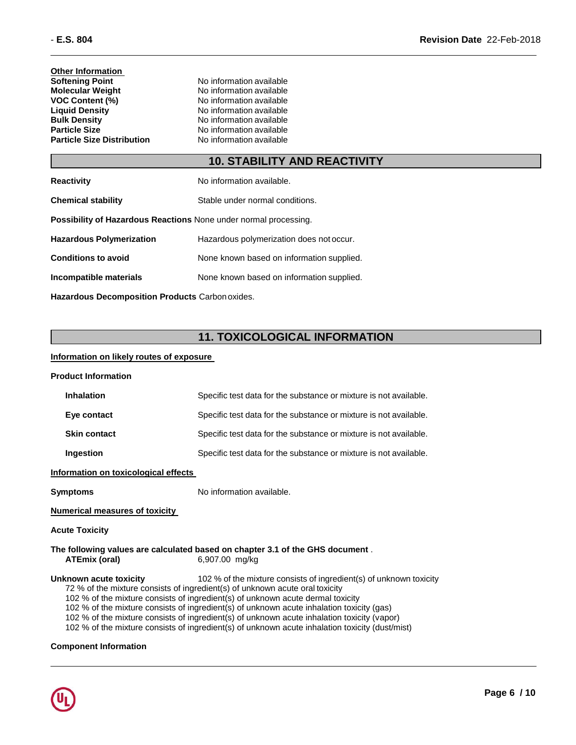**Other Information**

| | |
|---|---|
| **Softening Point** | No information available |
| **Molecular Weight** | No information available |
| **VOC Content (%)** | No information available |
| **Liquid Density** | No information available |
| **Bulk Density** | No information available |
| **Particle Size** | No information available |
| **Particle Size Distribution** | No information available |

## 10. STABILITY AND REACTIVITY

**Reactivity** No information available.

**Chemical stability** Stable under normal conditions.

**Possibility of Hazardous Reactions** None under normal processing.

**Hazardous Polymerization** Hazardous polymerization does not occur.

**Conditions to avoid** None known based on information supplied.

**Incompatible materials** None known based on information supplied.

**Hazardous Decomposition Products** Carbon oxides.

## 11. TOXICOLOGICAL INFORMATION

**Information on likely routes of exposure**

**Product Information**

**Inhalation** Specific test data for the substance or mixture is not available.

**Eye contact** Specific test data for the substance or mixture is not available.

**Skin contact** Specific test data for the substance or mixture is not available.

**Ingestion** Specific test data for the substance or mixture is not available.

**Information on toxicological effects**

**Symptoms** No information available.

**Numerical measures of toxicity**

**Acute Toxicity**

**The following values are calculated based on chapter 3.1 of the GHS document** .

**ATEmix (oral)** 6,907.00 mg/kg

**Unknown acute toxicity** 102 % of the mixture consists of ingredient(s) of unknown toxicity

72 % of the mixture consists of ingredient(s) of unknown acute oral toxicity
102 % of the mixture consists of ingredient(s) of unknown acute dermal toxicity
102 % of the mixture consists of ingredient(s) of unknown acute inhalation toxicity (gas)
102 % of the mixture consists of ingredient(s) of unknown acute inhalation toxicity (vapor)
102 % of the mixture consists of ingredient(s) of unknown acute inhalation toxicity (dust/mist)

**Component Information**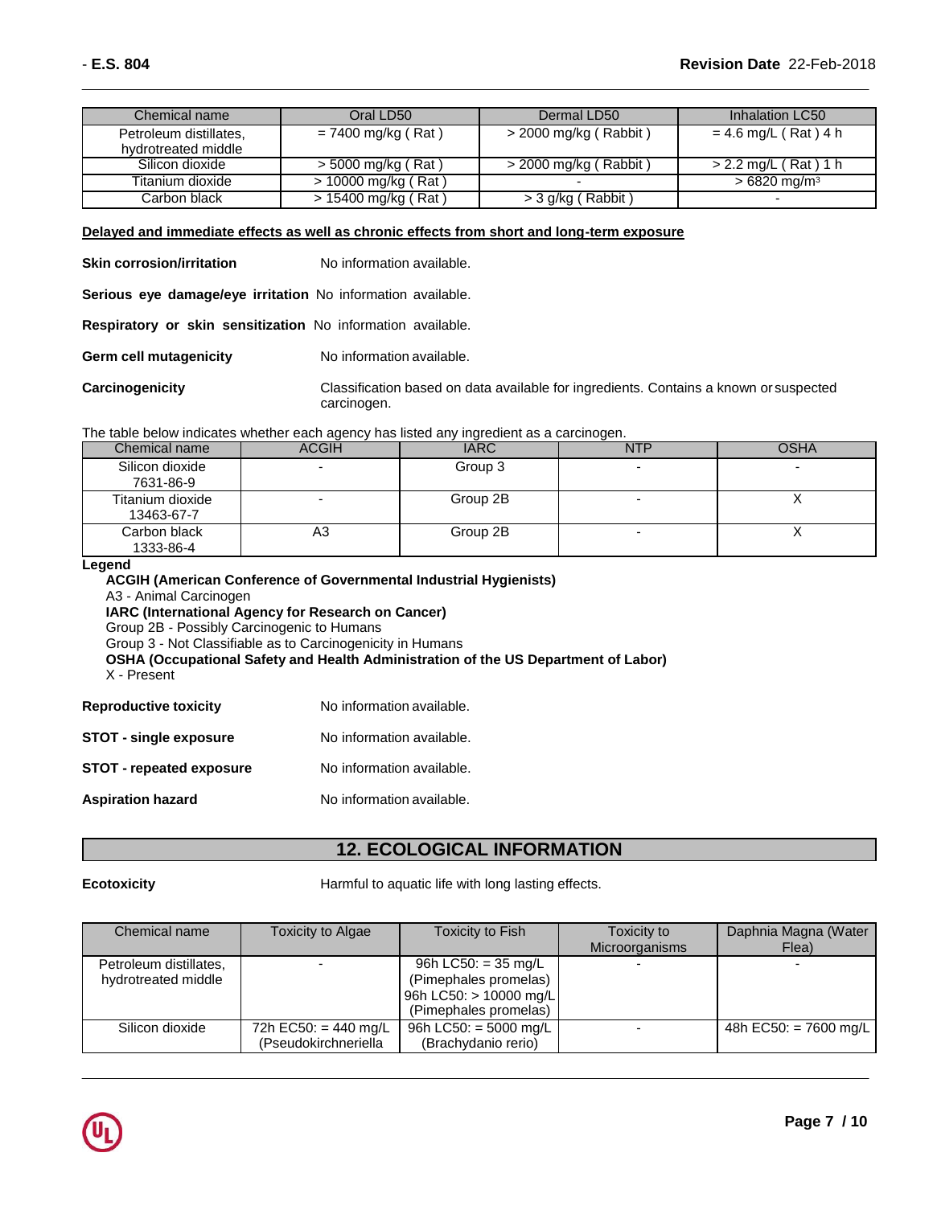| Chemical name | Oral LD50 | Dermal LD50 | Inhalation LC50 |
|---|---|---|---|
| Petroleum distillates, hydrotreated middle | = 7400 mg/kg ( Rat ) | > 2000 mg/kg ( Rabbit ) | = 4.6 mg/L ( Rat ) 4 h |
| Silicon dioxide | > 5000 mg/kg ( Rat ) | > 2000 mg/kg ( Rabbit ) | > 2.2 mg/L ( Rat ) 1 h |
| Titanium dioxide | > 10000 mg/kg ( Rat ) | - | > 6820 mg/m³ |
| Carbon black | > 15400 mg/kg ( Rat ) | > 3 g/kg ( Rabbit ) | - |

**Delayed and immediate effects as well as chronic effects from short and long-term exposure**

**Skin corrosion/irritation** No information available.

**Serious eye damage/eye irritation** No information available.

**Respiratory or skin sensitization** No information available.

**Germ cell mutagenicity** No information available.

**Carcinogenicity** Classification based on data available for ingredients. Contains a known or suspected carcinogen.

The table below indicates whether each agency has listed any ingredient as a carcinogen.

| Chemical name | ACGIH | IARC | NTP | OSHA |
|---|---|---|---|---|
| Silicon dioxide 7631-86-9 | - | Group 3 | - | - |
| Titanium dioxide 13463-67-7 | - | Group 2B | - | X |
| Carbon black 1333-86-4 | A3 | Group 2B | - | X |

**Legend**

**ACGIH (American Conference of Governmental Industrial Hygienists)**
A3 - Animal Carcinogen
**IARC (International Agency for Research on Cancer)**
Group 2B - Possibly Carcinogenic to Humans
Group 3 - Not Classifiable as to Carcinogenicity in Humans
**OSHA (Occupational Safety and Health Administration of the US Department of Labor)**
X - Present

**Reproductive toxicity** No information available.

**STOT - single exposure** No information available.

**STOT - repeated exposure** No information available.

**Aspiration hazard** No information available.

## 12. ECOLOGICAL INFORMATION

**Ecotoxicity** Harmful to aquatic life with long lasting effects.

| Chemical name | Toxicity to Algae | Toxicity to Fish | Toxicity to Microorganisms | Daphnia Magna (Water Flea) |
|---|---|---|---|---|
| Petroleum distillates, hydrotreated middle | - | 96h LC50: = 35 mg/L (Pimephales promelas) 96h LC50: > 10000 mg/L (Pimephales promelas) | - | - |
| Silicon dioxide | 72h EC50: = 440 mg/L (Pseudokirchneriella | 96h LC50: = 5000 mg/L (Brachydanio rerio) | - | 48h EC50: = 7600 mg/L |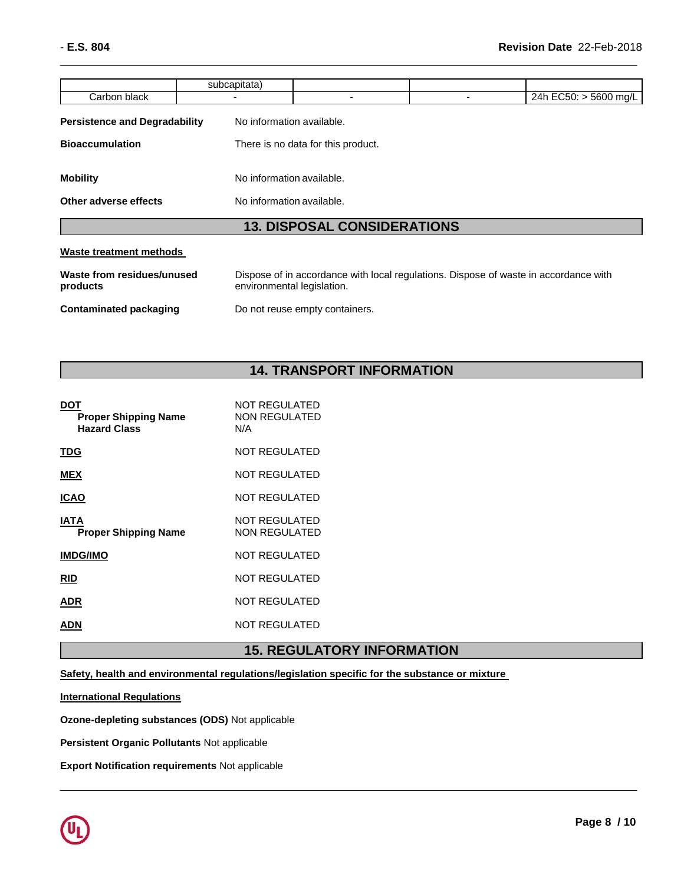|  | subcapitata) |  |  |  |
|---|---|---|---|---|
| Carbon black | - | - | - | 24h EC50: > 5600 mg/L |

**Persistence and Degradability** No information available.

**Bioaccumulation** There is no data for this product.

**Mobility** No information available.

**Other adverse effects** No information available.

## 13. DISPOSAL CONSIDERATIONS

**Waste treatment methods**

**Waste from residues/unused products** Dispose of in accordance with local regulations. Dispose of waste in accordance with environmental legislation.

**Contaminated packaging** Do not reuse empty containers.

## 14. TRANSPORT INFORMATION

**DOT** NOT REGULATED
**Proper Shipping Name** NON REGULATED
**Hazard Class** N/A

**TDG** NOT REGULATED

**MEX** NOT REGULATED

**ICAO** NOT REGULATED

**IATA** NOT REGULATED
**Proper Shipping Name** NON REGULATED

**IMDG/IMO** NOT REGULATED

**RID** NOT REGULATED

**ADR** NOT REGULATED

**ADN** NOT REGULATED

## 15. REGULATORY INFORMATION

**Safety, health and environmental regulations/legislation specific for the substance or mixture**

**International Regulations**

**Ozone-depleting substances (ODS)** Not applicable

**Persistent Organic Pollutants** Not applicable

**Export Notification requirements** Not applicable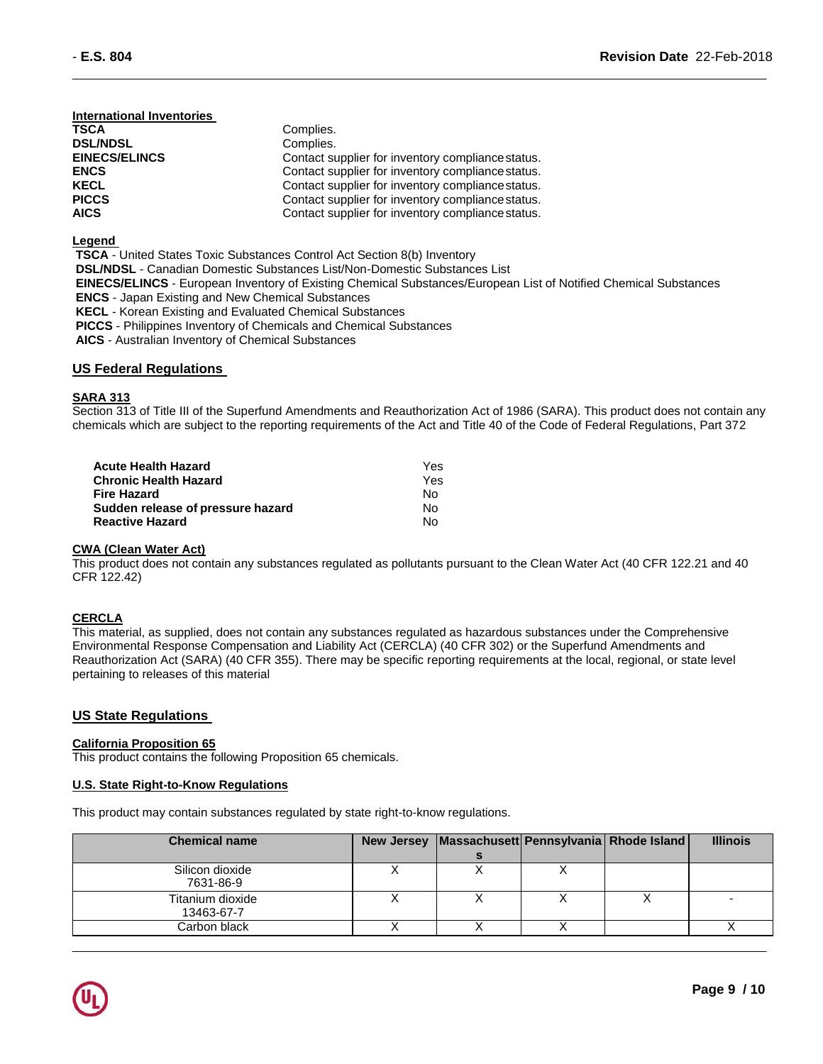#### International Inventories

| | |
|---|---|
| **TSCA** | Complies. |
| **DSL/NDSL** | Complies. |
| **EINECS/ELINCS** | Contact supplier for inventory compliance status. |
| **ENCS** | Contact supplier for inventory compliance status. |
| **KECL** | Contact supplier for inventory compliance status. |
| **PICCS** | Contact supplier for inventory compliance status. |
| **AICS** | Contact supplier for inventory compliance status. |

**Legend**

**TSCA** - United States Toxic Substances Control Act Section 8(b) Inventory
**DSL/NDSL** - Canadian Domestic Substances List/Non-Domestic Substances List
**EINECS/ELINCS** - European Inventory of Existing Chemical Substances/European List of Notified Chemical Substances
**ENCS** - Japan Existing and New Chemical Substances
**KECL** - Korean Existing and Evaluated Chemical Substances
**PICCS** - Philippines Inventory of Chemicals and Chemical Substances
**AICS** - Australian Inventory of Chemical Substances

## US Federal Regulations

#### SARA 313

Section 313 of Title III of the Superfund Amendments and Reauthorization Act of 1986 (SARA). This product does not contain any chemicals which are subject to the reporting requirements of the Act and Title 40 of the Code of Federal Regulations, Part 372

| | |
|---|---|
| **Acute Health Hazard** | Yes |
| **Chronic Health Hazard** | Yes |
| **Fire Hazard** | No |
| **Sudden release of pressure hazard** | No |
| **Reactive Hazard** | No |

#### CWA (Clean Water Act)

This product does not contain any substances regulated as pollutants pursuant to the Clean Water Act (40 CFR 122.21 and 40 CFR 122.42)

#### CERCLA

This material, as supplied, does not contain any substances regulated as hazardous substances under the Comprehensive Environmental Response Compensation and Liability Act (CERCLA) (40 CFR 302) or the Superfund Amendments and Reauthorization Act (SARA) (40 CFR 355). There may be specific reporting requirements at the local, regional, or state level pertaining to releases of this material

## US State Regulations

#### California Proposition 65

This product contains the following Proposition 65 chemicals.

#### U.S. State Right-to-Know Regulations

This product may contain substances regulated by state right-to-know regulations.

| Chemical name | New Jersey | Massachusetts | Pennsylvania | Rhode Island | Illinois |
|---|---|---|---|---|---|
| Silicon dioxide 7631-86-9 | X | X | X | | |
| Titanium dioxide 13463-67-7 | X | X | X | X | - |
| Carbon black | X | X | X | | X |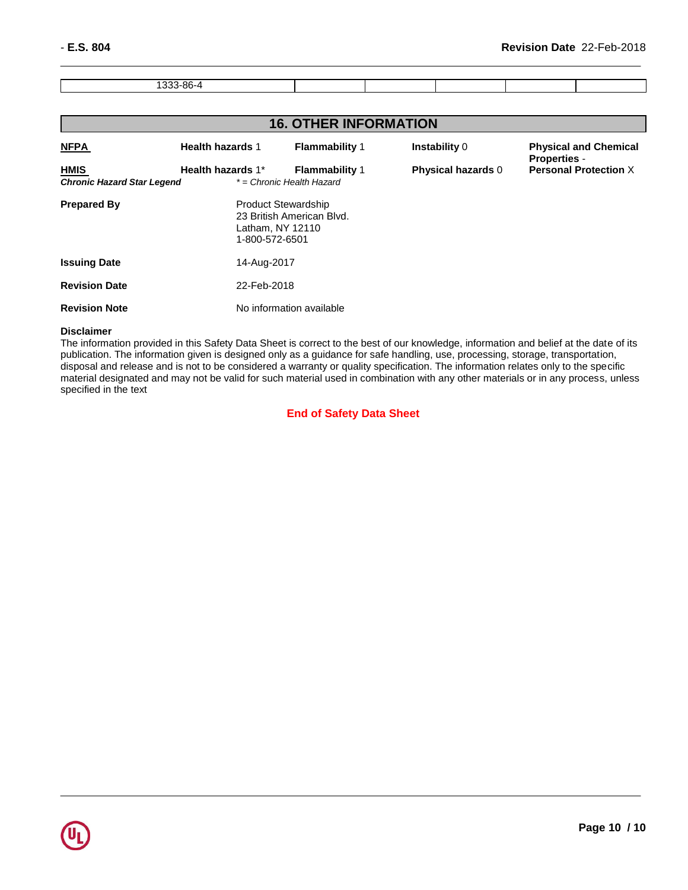| | | | | | |
|---|---|---|---|---|---|
| 1333-86-4 | | | | | |

## 16. OTHER INFORMATION

| | | | | |
|---|---|---|---|---|
| **NFPA** | **Health hazards** 1 | **Flammability** 1 | **Instability** 0 | **Physical and Chemical Properties** - |
| **HMIS** | **Health hazards** 1* | **Flammability** 1 | **Physical hazards** 0 | **Personal Protection** X |

***Chronic Hazard Star Legend*** *\* = Chronic Health Hazard*

**Prepared By** Product Stewardship
23 British American Blvd.
Latham, NY 12110
1-800-572-6501

**Issuing Date** 14-Aug-2017

**Revision Date** 22-Feb-2018

**Revision Note** No information available

**Disclaimer**

The information provided in this Safety Data Sheet is correct to the best of our knowledge, information and belief at the date of its publication. The information given is designed only as a guidance for safe handling, use, processing, storage, transportation, disposal and release and is not to be considered a warranty or quality specification. The information relates only to the specific material designated and may not be valid for such material used in combination with any other materials or in any process, unless specified in the text

**End of Safety Data Sheet**